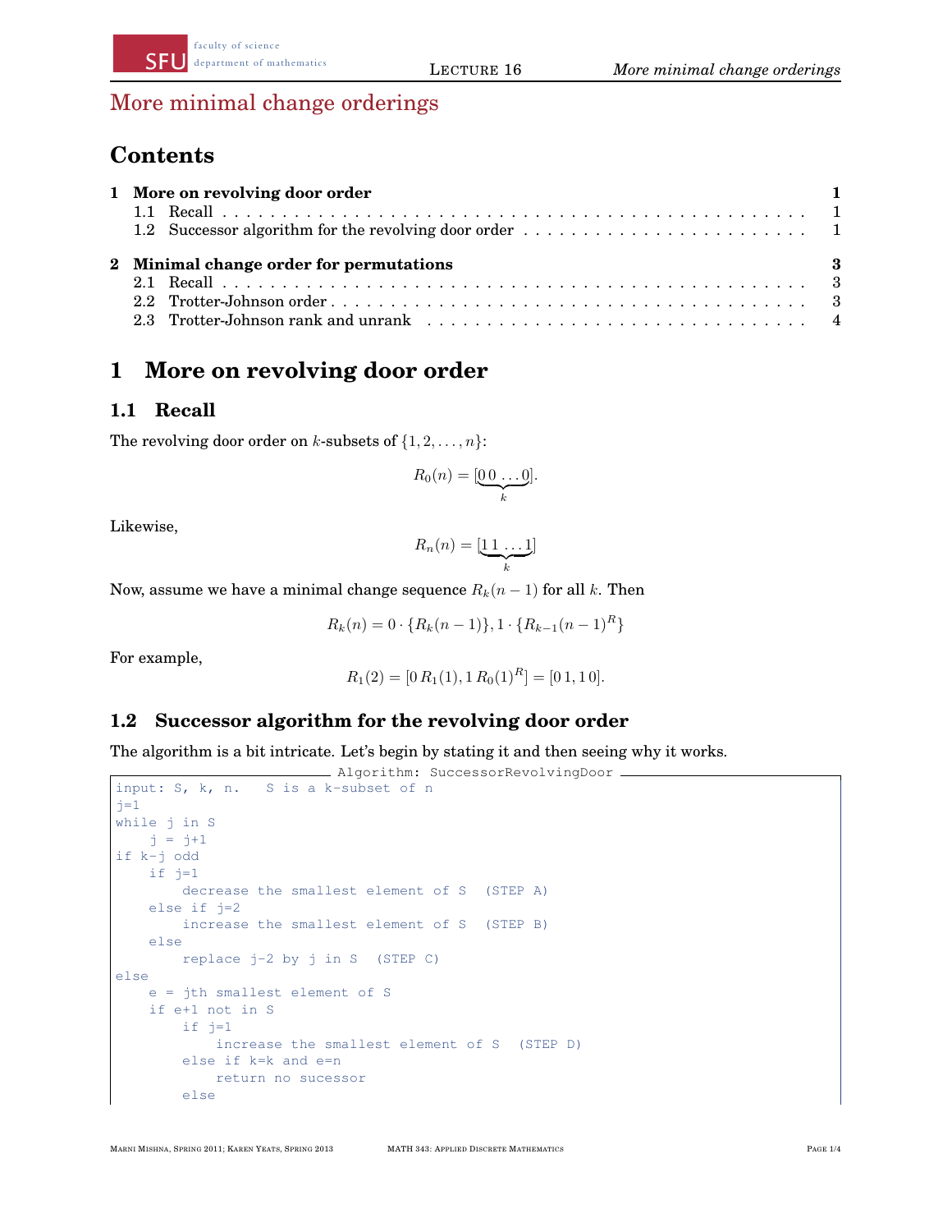# More minimal change orderings

## Contents

**1 More on revolving door order** **1**
- 1.1 Recall . . . 1
- 1.2 Successor algorithm for the revolving door order . . . 1

**2 Minimal change order for permutations** **3**
- 2.1 Recall . . . 3
- 2.2 Trotter-Johnson order . . . 3
- 2.3 Trotter-Johnson rank and unrank . . . 4

## 1 More on revolving door order

### 1.1 Recall

The revolving door order on $k$-subsets of $\{1, 2, \ldots, n\}$:

$$R_0(n) = [\underbrace{0\,0\,\ldots 0}_{k}].$$

Likewise,

$$R_n(n) = [\underbrace{1\,1\,\ldots 1}_{k}]$$

Now, assume we have a minimal change sequence $R_k(n-1)$ for all $k$. Then

$$R_k(n) = 0 \cdot \{R_k(n-1)\}, 1 \cdot \{R_{k-1}(n-1)^R\}$$

For example,

$$R_1(2) = [0\, R_1(1), 1\, R_0(1)^R] = [0\,1, 1\,0].$$

### 1.2 Successor algorithm for the revolving door order

The algorithm is a bit intricate. Let's begin by stating it and then seeing why it works.

```
Algorithm: SuccessorRevolvingDoor
input: S, k, n.   S is a k-subset of n
j=1
while j in S
    j = j+1
if k-j odd
    if j=1
        decrease the smallest element of S  (STEP A)
    else if j=2
        increase the smallest element of S  (STEP B)
    else
        replace j-2 by j in S  (STEP C)
else
    e = jth smallest element of S
    if e+1 not in S
        if j=1
            increase the smallest element of S  (STEP D)
        else if k=k and e=n
            return no sucessor
        else
```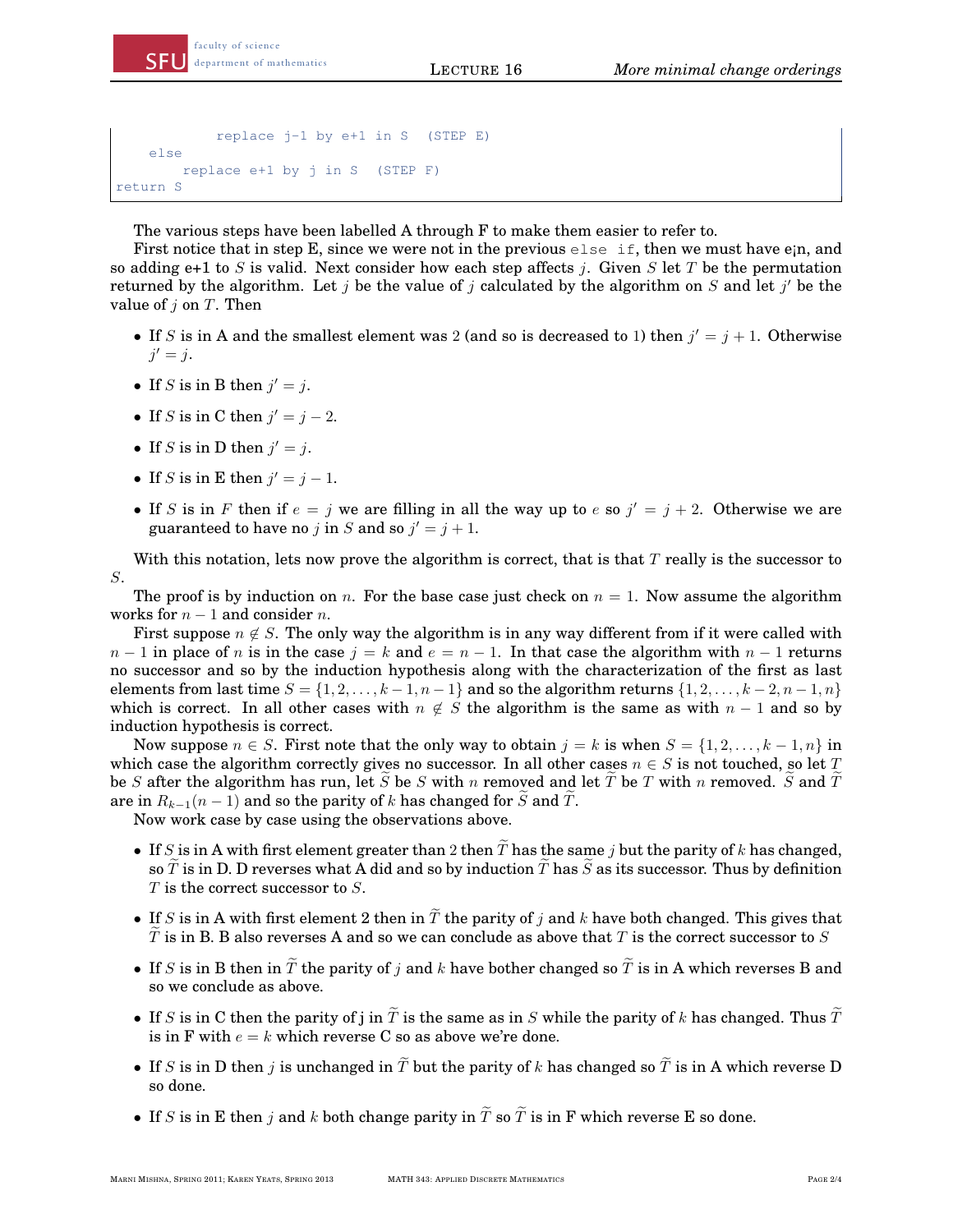```
            replace j-1 by e+1 in S   (STEP E)
    else
        replace e+1 by j in S   (STEP F)
return S
```

The various steps have been labelled A through F to make them easier to refer to.

First notice that in step E, since we were not in the previous `else if`, then we must have e¡n, and so adding e+1 to $S$ is valid. Next consider how each step affects $j$. Given $S$ let $T$ be the permutation returned by the algorithm. Let $j$ be the value of $j$ calculated by the algorithm on $S$ and let $j'$ be the value of $j$ on $T$. Then

- If $S$ is in A and the smallest element was 2 (and so is decreased to 1) then $j' = j + 1$. Otherwise $j' = j$.
- If $S$ is in B then $j' = j$.
- If $S$ is in C then $j' = j - 2$.
- If $S$ is in D then $j' = j$.
- If $S$ is in E then $j' = j - 1$.
- If $S$ is in $F$ then if $e = j$ we are filling in all the way up to $e$ so $j' = j + 2$. Otherwise we are guaranteed to have no $j$ in $S$ and so $j' = j + 1$.

With this notation, lets now prove the algorithm is correct, that is that $T$ really is the successor to $S$.

The proof is by induction on $n$. For the base case just check on $n = 1$. Now assume the algorithm works for $n - 1$ and consider $n$.

First suppose $n \notin S$. The only way the algorithm is in any way different from if it were called with $n - 1$ in place of $n$ is in the case $j = k$ and $e = n - 1$. In that case the algorithm with $n - 1$ returns no successor and so by the induction hypothesis along with the characterization of the first as last elements from last time $S = \{1, 2, \dots, k - 1, n - 1\}$ and so the algorithm returns $\{1, 2, \dots, k - 2, n - 1, n\}$ which is correct. In all other cases with $n \notin S$ the algorithm is the same as with $n - 1$ and so by induction hypothesis is correct.

Now suppose $n \in S$. First note that the only way to obtain $j = k$ is when $S = \{1, 2, \dots, k - 1, n\}$ in which case the algorithm correctly gives no successor. In all other cases $n \in S$ is not touched, so let $T$ be $S$ after the algorithm has run, let $\widetilde{S}$ be $S$ with $n$ removed and let $\widetilde{T}$ be $T$ with $n$ removed. $\widetilde{S}$ and $\widetilde{T}$ are in $R_{k-1}(n - 1)$ and so the parity of $k$ has changed for $\widetilde{S}$ and $\widetilde{T}$.

Now work case by case using the observations above.

- If $S$ is in A with first element greater than 2 then $\widetilde{T}$ has the same $j$ but the parity of $k$ has changed, so $\widetilde{T}$ is in D. D reverses what A did and so by induction $\widetilde{T}$ has $\widetilde{S}$ as its successor. Thus by definition $T$ is the correct successor to $S$.
- If $S$ is in A with first element 2 then in $\widetilde{T}$ the parity of $j$ and $k$ have both changed. This gives that $\widetilde{T}$ is in B. B also reverses A and so we can conclude as above that $T$ is the correct successor to $S$
- If $S$ is in B then in $\widetilde{T}$ the parity of $j$ and $k$ have bother changed so $\widetilde{T}$ is in A which reverses B and so we conclude as above.
- If $S$ is in C then the parity of j in $\widetilde{T}$ is the same as in $S$ while the parity of $k$ has changed. Thus $\widetilde{T}$ is in F with $e = k$ which reverse C so as above we're done.
- If $S$ is in D then $j$ is unchanged in $\widetilde{T}$ but the parity of $k$ has changed so $\widetilde{T}$ is in A which reverse D so done.
- If $S$ is in E then $j$ and $k$ both change parity in $\widetilde{T}$ so $\widetilde{T}$ is in F which reverse E so done.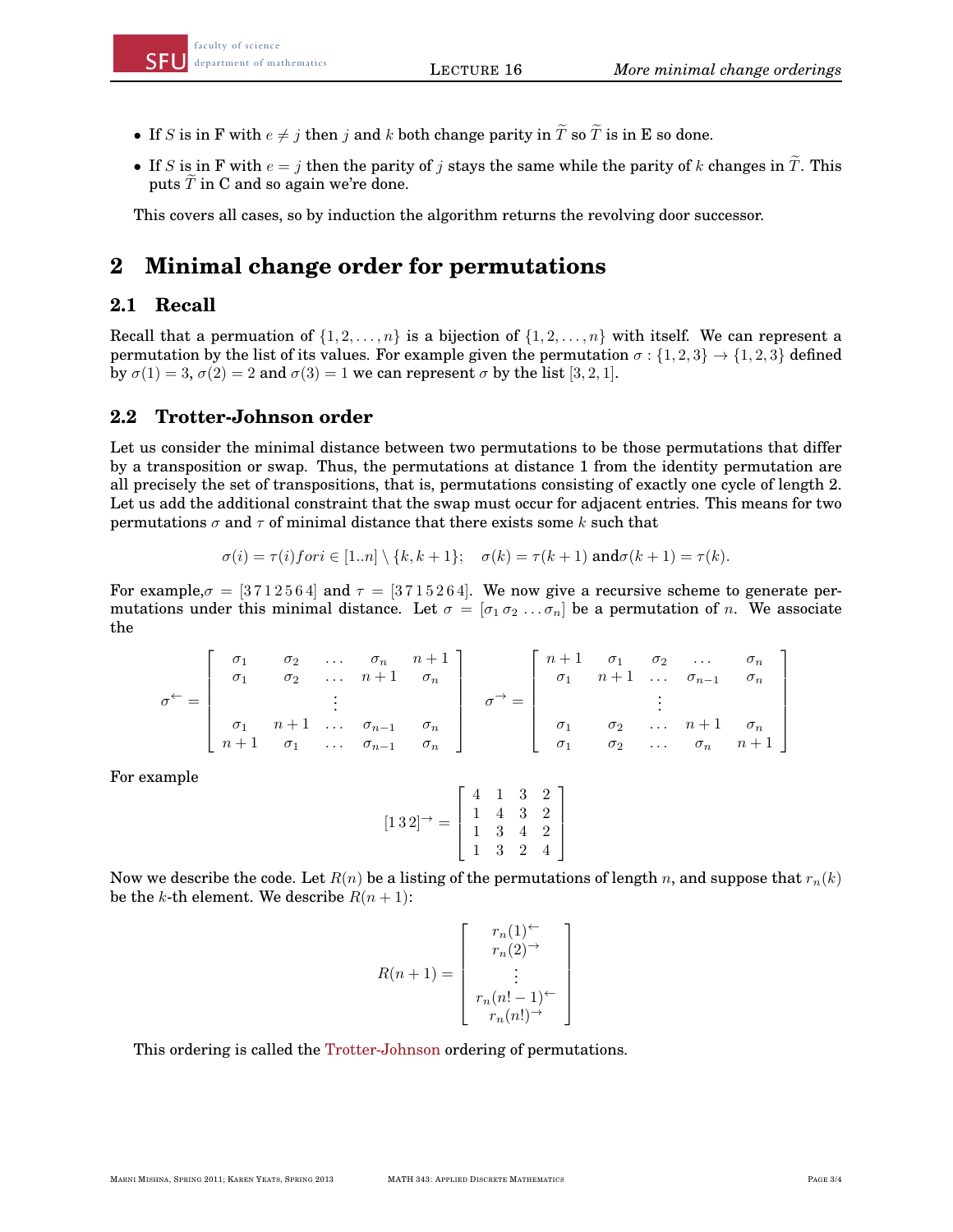- If $S$ is in F with $e \neq j$ then $j$ and $k$ both change parity in $\widetilde{T}$ so $\widetilde{T}$ is in E so done.
- If $S$ is in F with $e = j$ then the parity of $j$ stays the same while the parity of $k$ changes in $\widetilde{T}$. This puts $\widetilde{T}$ in C and so again we're done.

This covers all cases, so by induction the algorithm returns the revolving door successor.

# 2 Minimal change order for permutations

## 2.1 Recall

Recall that a permuation of $\{1, 2, \ldots, n\}$ is a bijection of $\{1, 2, \ldots, n\}$ with itself. We can represent a permutation by the list of its values. For example given the permutation $\sigma : \{1, 2, 3\} \to \{1, 2, 3\}$ defined by $\sigma(1) = 3$, $\sigma(2) = 2$ and $\sigma(3) = 1$ we can represent $\sigma$ by the list $[3, 2, 1]$.

## 2.2 Trotter-Johnson order

Let us consider the minimal distance between two permutations to be those permutations that differ by a transposition or swap. Thus, the permutations at distance 1 from the identity permutation are all precisely the set of transpositions, that is, permutations consisting of exactly one cycle of length 2. Let us add the additional constraint that the swap must occur for adjacent entries. This means for two permutations $\sigma$ and $\tau$ of minimal distance that there exists some $k$ such that

$$\sigma(i) = \tau(i) for i \in [1..n] \setminus \{k, k+1\}; \quad \sigma(k) = \tau(k+1) \text{ and} \sigma(k+1) = \tau(k).$$

For example,$\sigma = [3\,7\,1\,2\,5\,6\,4]$ and $\tau = [3\,7\,1\,5\,2\,6\,4]$. We now give a recursive scheme to generate permutations under this minimal distance. Let $\sigma = [\sigma_1\, \sigma_2\, \ldots \sigma_n]$ be a permutation of $n$. We associate the

$$\sigma^{\leftarrow} = \begin{bmatrix} \sigma_1 & \sigma_2 & \ldots & \sigma_n & n+1 \\ \sigma_1 & \sigma_2 & \ldots & n+1 & \sigma_n \\ & & \vdots & & \\ \sigma_1 & n+1 & \ldots & \sigma_{n-1} & \sigma_n \\ n+1 & \sigma_1 & \ldots & \sigma_{n-1} & \sigma_n \end{bmatrix} \quad \sigma^{\rightarrow} = \begin{bmatrix} n+1 & \sigma_1 & \sigma_2 & \ldots & \sigma_n \\ \sigma_1 & n+1 & \ldots & \sigma_{n-1} & \sigma_n \\ & & \vdots & & \\ \sigma_1 & \sigma_2 & \ldots & n+1 & \sigma_n \\ \sigma_1 & \sigma_2 & \ldots & \sigma_n & n+1 \end{bmatrix}$$

For example

$$[1\,3\,2]^{\rightarrow} = \begin{bmatrix} 4 & 1 & 3 & 2 \\ 1 & 4 & 3 & 2 \\ 1 & 3 & 4 & 2 \\ 1 & 3 & 2 & 4 \end{bmatrix}$$

Now we describe the code. Let $R(n)$ be a listing of the permutations of length $n$, and suppose that $r_n(k)$ be the $k$-th element. We describe $R(n+1)$:

$$R(n+1) = \begin{bmatrix} r_n(1)^{\leftarrow} \\ r_n(2)^{\rightarrow} \\ \vdots \\ r_n(n!-1)^{\leftarrow} \\ r_n(n!)^{\rightarrow} \end{bmatrix}$$

This ordering is called the Trotter-Johnson ordering of permutations.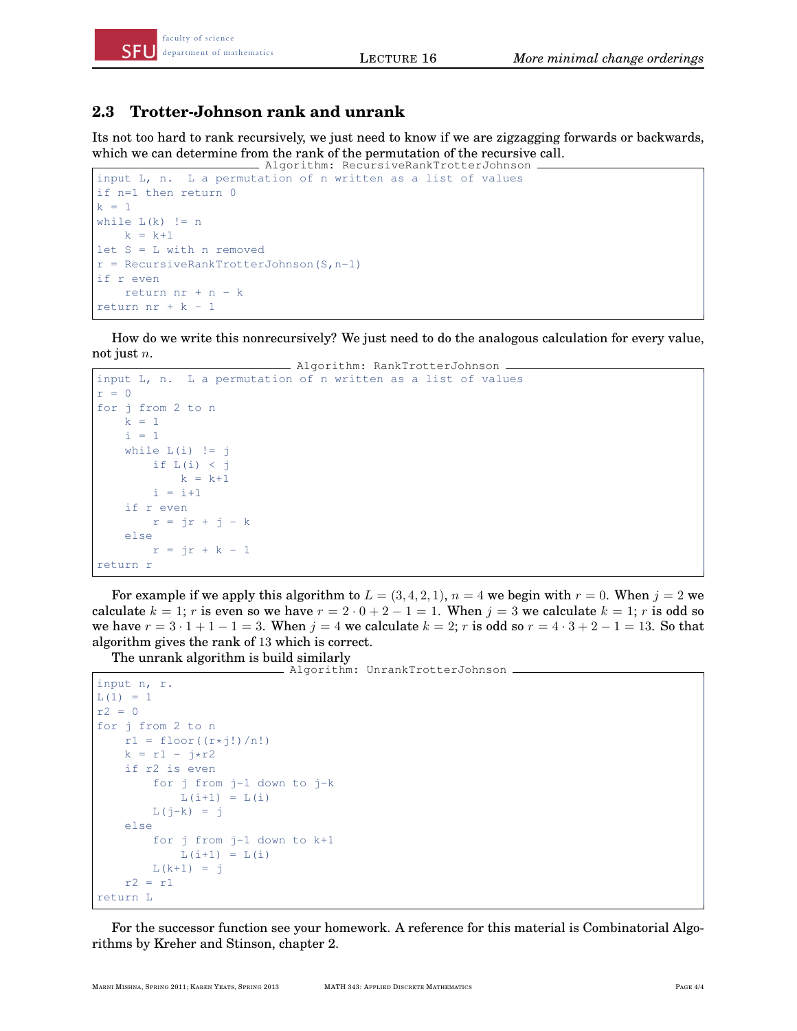## 2.3 Trotter-Johnson rank and unrank

Its not too hard to rank recursively, we just need to know if we are zigzagging forwards or backwards, which we can determine from the rank of the permutation of the recursive call.

Algorithm: RecursiveRankTrotterJohnson

```
input L, n.  L a permutation of n written as a list of values
if n=1 then return 0
k = 1
while L(k) != n
    k = k+1
let S = L with n removed
r = RecursiveRankTrotterJohnson(S,n-1)
if r even
    return nr + n - k
return nr + k - 1
```

How do we write this nonrecursively? We just need to do the analogous calculation for every value, not just $n$.

Algorithm: RankTrotterJohnson

```
input L, n.  L a permutation of n written as a list of values
r = 0
for j from 2 to n
    k = 1
    i = 1
    while L(i) != j
        if L(i) < j
            k = k+1
        i = i+1
    if r even
        r = jr + j - k
    else
        r = jr + k - 1
return r
```

For example if we apply this algorithm to $L = (3, 4, 2, 1)$, $n = 4$ we begin with $r = 0$. When $j = 2$ we calculate $k = 1$; $r$ is even so we have $r = 2 \cdot 0 + 2 - 1 = 1$. When $j = 3$ we calculate $k = 1$; $r$ is odd so we have $r = 3 \cdot 1 + 1 - 1 = 3$. When $j = 4$ we calculate $k = 2$; $r$ is odd so $r = 4 \cdot 3 + 2 - 1 = 13$. So that algorithm gives the rank of 13 which is correct.

The unrank algorithm is build similarly

Algorithm: UnrankTrotterJohnson

```
input n, r.
L(1) = 1
r2 = 0
for j from 2 to n
    r1 = floor((r*j!)/n!)
    k = r1 - j*r2
    if r2 is even
        for j from j-1 down to j-k
            L(i+1) = L(i)
        L(j-k) = j
    else
        for j from j-1 down to k+1
            L(i+1) = L(i)
        L(k+1) = j
    r2 = r1
return L
```

For the successor function see your homework. A reference for this material is Combinatorial Algorithms by Kreher and Stinson, chapter 2.